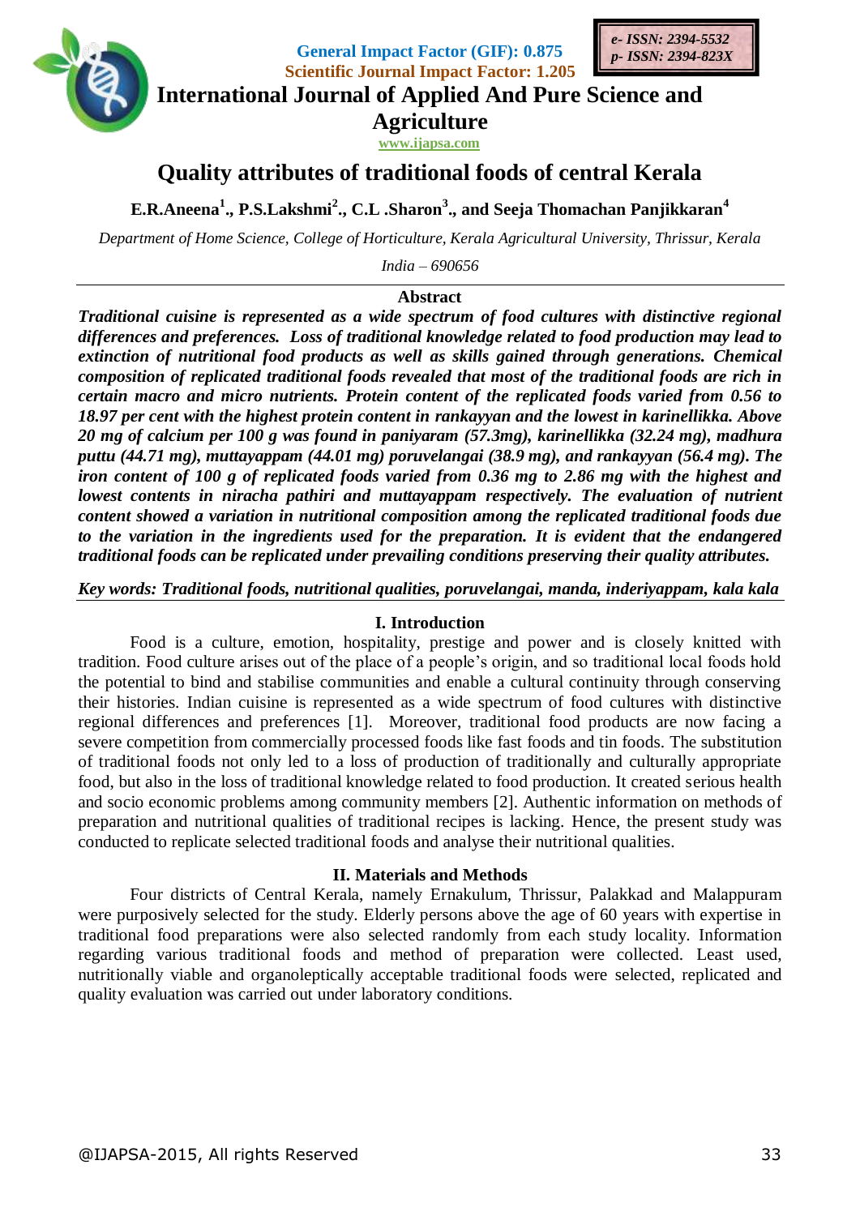General Impact Factor (GIF): 0.875
Scientific Journal Impact Factor: 1.205

e- ISSN: 2394-5532
p- ISSN: 2394-823X

International Journal of Applied And Pure Science and Agriculture

www.ijapsa.com

# Quality attributes of traditional foods of central Kerala

**E.R.Aneena[1]., P.S.Lakshmi[2]., C.L .Sharon[3]., and Seeja Thomachan Panjikkaran[4]**

*Department of Home Science, College of Horticulture, Kerala Agricultural University, Thrissur, Kerala India – 690656*

## Abstract

***Traditional cuisine is represented as a wide spectrum of food cultures with distinctive regional differences and preferences. Loss of traditional knowledge related to food production may lead to extinction of nutritional food products as well as skills gained through generations. Chemical composition of replicated traditional foods revealed that most of the traditional foods are rich in certain macro and micro nutrients. Protein content of the replicated foods varied from 0.56 to 18.97 per cent with the highest protein content in rankayyan and the lowest in karinellikka. Above 20 mg of calcium per 100 g was found in paniyaram (57.3mg), karinellikka (32.24 mg), madhura puttu (44.71 mg), muttayappam (44.01 mg) poruvelangai (38.9 mg), and rankayyan (56.4 mg). The iron content of 100 g of replicated foods varied from 0.36 mg to 2.86 mg with the highest and lowest contents in niracha pathiri and muttayappam respectively. The evaluation of nutrient content showed a variation in nutritional composition among the replicated traditional foods due to the variation in the ingredients used for the preparation. It is evident that the endangered traditional foods can be replicated under prevailing conditions preserving their quality attributes.***

***Key words: Traditional foods, nutritional qualities, poruvelangai, manda, inderiyappam, kala kala***

## I. Introduction

Food is a culture, emotion, hospitality, prestige and power and is closely knitted with tradition. Food culture arises out of the place of a people's origin, and so traditional local foods hold the potential to bind and stabilise communities and enable a cultural continuity through conserving their histories. Indian cuisine is represented as a wide spectrum of food cultures with distinctive regional differences and preferences [1]. Moreover, traditional food products are now facing a severe competition from commercially processed foods like fast foods and tin foods. The substitution of traditional foods not only led to a loss of production of traditionally and culturally appropriate food, but also in the loss of traditional knowledge related to food production. It created serious health and socio economic problems among community members [2]. Authentic information on methods of preparation and nutritional qualities of traditional recipes is lacking. Hence, the present study was conducted to replicate selected traditional foods and analyse their nutritional qualities.

## II. Materials and Methods

Four districts of Central Kerala, namely Ernakulum, Thrissur, Palakkad and Malappuram were purposively selected for the study. Elderly persons above the age of 60 years with expertise in traditional food preparations were also selected randomly from each study locality. Information regarding various traditional foods and method of preparation were collected. Least used, nutritionally viable and organoleptically acceptable traditional foods were selected, replicated and quality evaluation was carried out under laboratory conditions.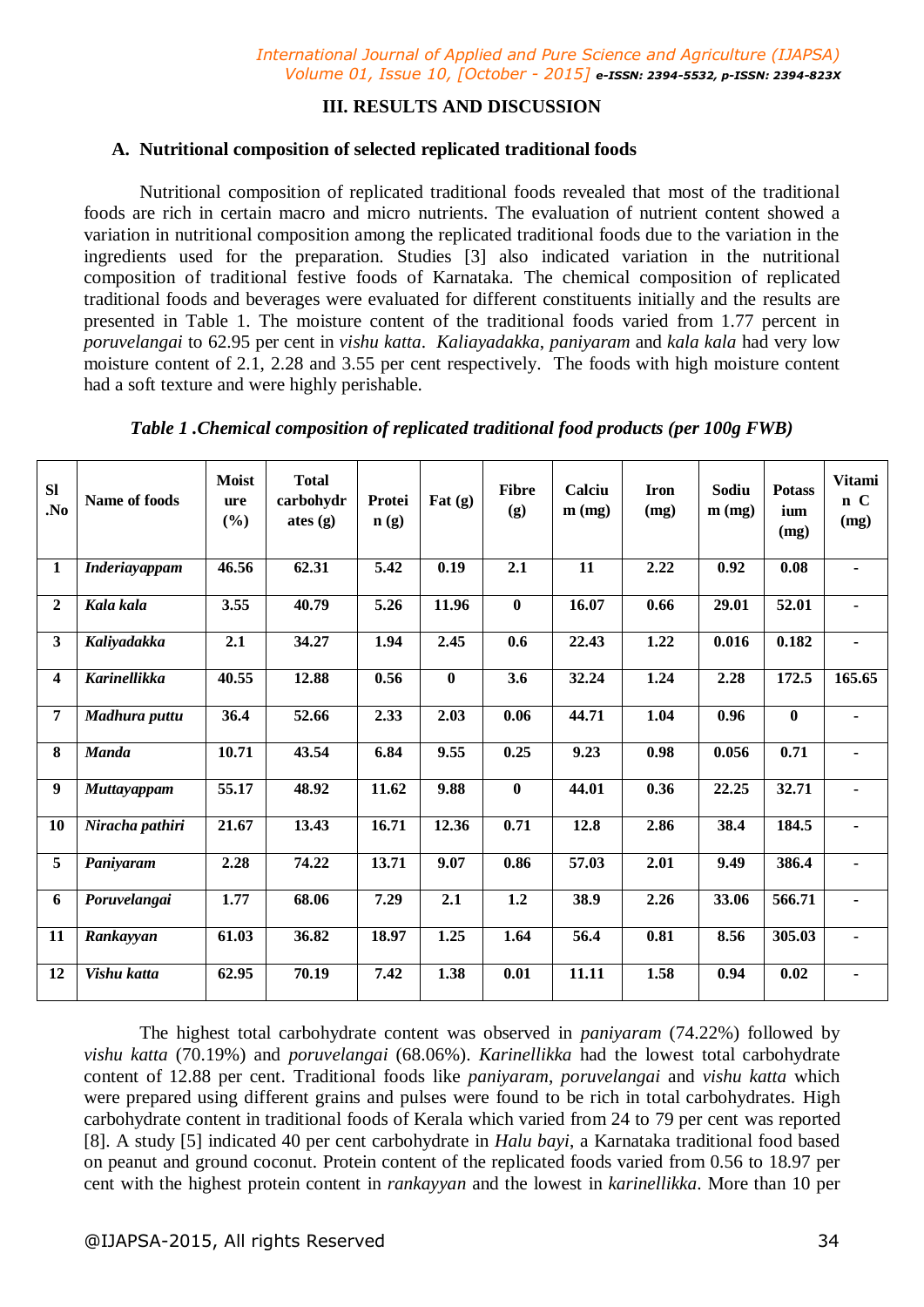## III. RESULTS AND DISCUSSION

### A. Nutritional composition of selected replicated traditional foods

Nutritional composition of replicated traditional foods revealed that most of the traditional foods are rich in certain macro and micro nutrients. The evaluation of nutrient content showed a variation in nutritional composition among the replicated traditional foods due to the variation in the ingredients used for the preparation. Studies [3] also indicated variation in the nutritional composition of traditional festive foods of Karnataka. The chemical composition of replicated traditional foods and beverages were evaluated for different constituents initially and the results are presented in Table 1. The moisture content of the traditional foods varied from 1.77 percent in *poruvelangai* to 62.95 per cent in *vishu katta*. *Kaliyadakka*, *paniyaram* and *kala kala* had very low moisture content of 2.1, 2.28 and 3.55 per cent respectively. The foods with high moisture content had a soft texture and were highly perishable.

*Table 1 .Chemical composition of replicated traditional food products (per 100g FWB)*

| Sl .No | Name of foods | Moisture (%) | Total carbohydrates (g) | Protein (g) | Fat (g) | Fibre (g) | Calcium (mg) | Iron (mg) | Sodium (mg) | Potassium (mg) | Vitamin C (mg) |
|---|---|---|---|---|---|---|---|---|---|---|---|
| 1 | *Inderiayappam* | 46.56 | 62.31 | 5.42 | 0.19 | 2.1 | 11 | 2.22 | 0.92 | 0.08 | - |
| 2 | *Kala kala* | 3.55 | 40.79 | 5.26 | 11.96 | 0 | 16.07 | 0.66 | 29.01 | 52.01 | - |
| 3 | *Kaliyadakka* | 2.1 | 34.27 | 1.94 | 2.45 | 0.6 | 22.43 | 1.22 | 0.016 | 0.182 | - |
| 4 | *Karinellikka* | 40.55 | 12.88 | 0.56 | 0 | 3.6 | 32.24 | 1.24 | 2.28 | 172.5 | 165.65 |
| 7 | *Madhura puttu* | 36.4 | 52.66 | 2.33 | 2.03 | 0.06 | 44.71 | 1.04 | 0.96 | 0 | - |
| 8 | *Manda* | 10.71 | 43.54 | 6.84 | 9.55 | 0.25 | 9.23 | 0.98 | 0.056 | 0.71 | - |
| 9 | *Muttayappam* | 55.17 | 48.92 | 11.62 | 9.88 | 0 | 44.01 | 0.36 | 22.25 | 32.71 | - |
| 10 | *Niracha pathiri* | 21.67 | 13.43 | 16.71 | 12.36 | 0.71 | 12.8 | 2.86 | 38.4 | 184.5 | - |
| 5 | *Paniyaram* | 2.28 | 74.22 | 13.71 | 9.07 | 0.86 | 57.03 | 2.01 | 9.49 | 386.4 | - |
| 6 | *Poruvelangai* | 1.77 | 68.06 | 7.29 | 2.1 | 1.2 | 38.9 | 2.26 | 33.06 | 566.71 | - |
| 11 | *Rankayyan* | 61.03 | 36.82 | 18.97 | 1.25 | 1.64 | 56.4 | 0.81 | 8.56 | 305.03 | - |
| 12 | *Vishu katta* | 62.95 | 70.19 | 7.42 | 1.38 | 0.01 | 11.11 | 1.58 | 0.94 | 0.02 | - |

The highest total carbohydrate content was observed in *paniyaram* (74.22%) followed by *vishu katta* (70.19%) and *poruvelangai* (68.06%). *Karinellikka* had the lowest total carbohydrate content of 12.88 per cent. Traditional foods like *paniyaram*, *poruvelangai* and *vishu katta* which were prepared using different grains and pulses were found to be rich in total carbohydrates. High carbohydrate content in traditional foods of Kerala which varied from 24 to 79 per cent was reported [8]. A study [5] indicated 40 per cent carbohydrate in *Halu bayi*, a Karnataka traditional food based on peanut and ground coconut. Protein content of the replicated foods varied from 0.56 to 18.97 per cent with the highest protein content in *rankayyan* and the lowest in *karinellikka*. More than 10 per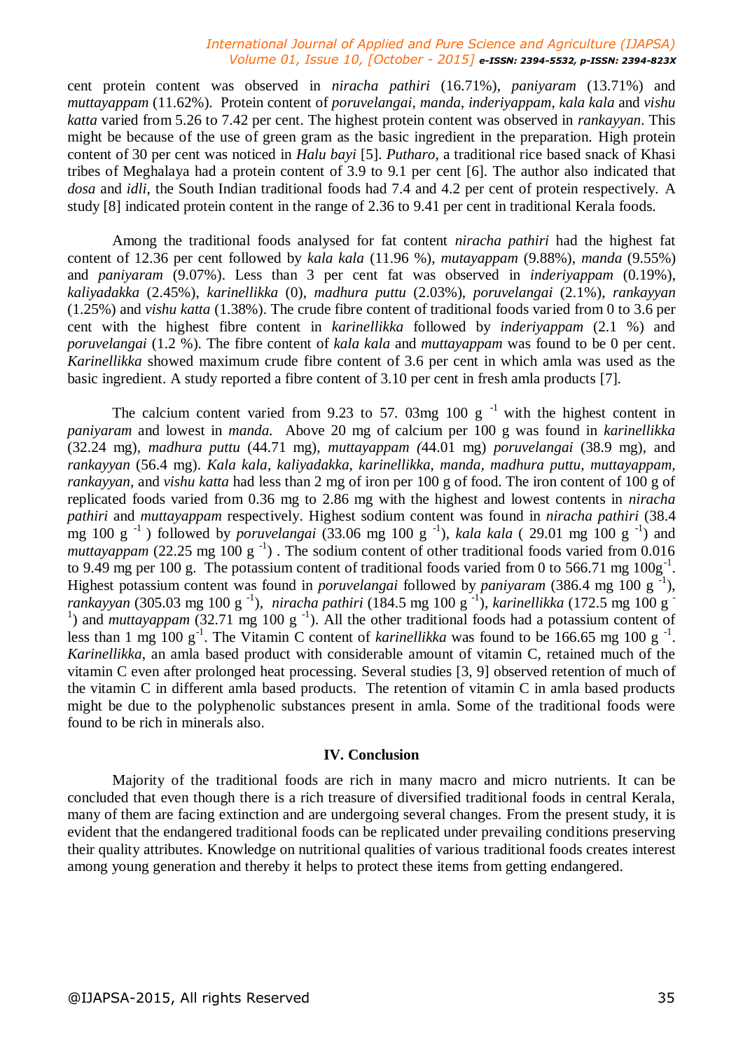cent protein content was observed in *niracha pathiri* (16.71%), *paniyaram* (13.71%) and *muttayappam* (11.62%). Protein content of *poruvelangai, manda, inderiyappam, kala kala* and *vishu katta* varied from 5.26 to 7.42 per cent. The highest protein content was observed in *rankayyan*. This might be because of the use of green gram as the basic ingredient in the preparation. High protein content of 30 per cent was noticed in *Halu bayi* [5]. *Putharo*, a traditional rice based snack of Khasi tribes of Meghalaya had a protein content of 3.9 to 9.1 per cent [6]. The author also indicated that *dosa* and *idli*, the South Indian traditional foods had 7.4 and 4.2 per cent of protein respectively. A study [8] indicated protein content in the range of 2.36 to 9.41 per cent in traditional Kerala foods.

Among the traditional foods analysed for fat content *niracha pathiri* had the highest fat content of 12.36 per cent followed by *kala kala* (11.96 %), *mutayappam* (9.88%), *manda* (9.55%) and *paniyaram* (9.07%). Less than 3 per cent fat was observed in *inderiyappam* (0.19%), *kaliyadakka* (2.45%), *karinellikka* (0), *madhura puttu* (2.03%), *poruvelangai* (2.1%), *rankayyan* (1.25%) and *vishu katta* (1.38%). The crude fibre content of traditional foods varied from 0 to 3.6 per cent with the highest fibre content in *karinellikka* followed by *inderiyappam* (2.1 %) and *poruvelangai* (1.2 %). The fibre content of *kala kala* and *muttayappam* was found to be 0 per cent. *Karinellikka* showed maximum crude fibre content of 3.6 per cent in which amla was used as the basic ingredient. A study reported a fibre content of 3.10 per cent in fresh amla products [7].

The calcium content varied from 9.23 to 57. 03mg 100 g $^{-1}$ with the highest content in *paniyaram* and lowest in *manda.* Above 20 mg of calcium per 100 g was found in *karinellikka* (32.24 mg), *madhura puttu* (44.71 mg), *muttayappam (*44.01 mg) *poruvelangai* (38.9 mg), and *rankayyan* (56.4 mg). *Kala kala, kaliyadakka, karinellikka, manda, madhura puttu, muttayappam, rankayyan,* and *vishu katta* had less than 2 mg of iron per 100 g of food. The iron content of 100 g of replicated foods varied from 0.36 mg to 2.86 mg with the highest and lowest contents in *niracha pathiri* and *muttayappam* respectively. Highest sodium content was found in *niracha pathiri* (38.4 mg 100 g $^{-1}$ ) followed by *poruvelangai* (33.06 mg 100 g $^{-1}$), *kala kala* ( 29.01 mg 100 g $^{-1}$) and *muttayappam* (22.25 mg 100 g $^{-1}$) . The sodium content of other traditional foods varied from 0.016 to 9.49 mg per 100 g. The potassium content of traditional foods varied from 0 to 566.71 mg 100g$^{-1}$. Highest potassium content was found in *poruvelangai* followed by *paniyaram* (386.4 mg 100 g $^{-1}$), *rankayyan* (305.03 mg 100 g $^{-1}$), *niracha pathiri* (184.5 mg 100 g $^{-1}$), *karinellikka* (172.5 mg 100 g $^{-1}$) and *muttayappam* (32.71 mg 100 g $^{-1}$). All the other traditional foods had a potassium content of less than 1 mg 100 g$^{-1}$. The Vitamin C content of *karinellikka* was found to be 166.65 mg 100 g $^{-1}$. *Karinellikka*, an amla based product with considerable amount of vitamin C, retained much of the vitamin C even after prolonged heat processing. Several studies [3, 9] observed retention of much of the vitamin C in different amla based products. The retention of vitamin C in amla based products might be due to the polyphenolic substances present in amla. Some of the traditional foods were found to be rich in minerals also.

## IV. Conclusion

Majority of the traditional foods are rich in many macro and micro nutrients. It can be concluded that even though there is a rich treasure of diversified traditional foods in central Kerala, many of them are facing extinction and are undergoing several changes. From the present study, it is evident that the endangered traditional foods can be replicated under prevailing conditions preserving their quality attributes. Knowledge on nutritional qualities of various traditional foods creates interest among young generation and thereby it helps to protect these items from getting endangered.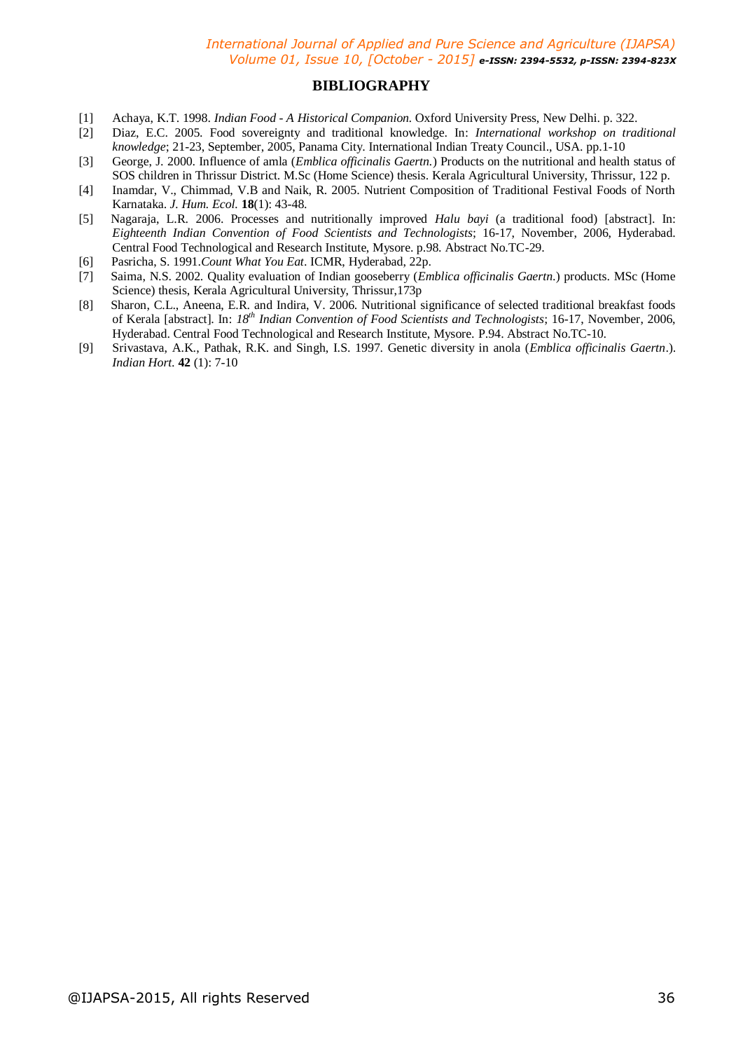## BIBLIOGRAPHY

[1] Achaya, K.T. 1998. *Indian Food - A Historical Companion.* Oxford University Press, New Delhi. p. 322.

[2] Diaz, E.C. 2005. Food sovereignty and traditional knowledge. In: *International workshop on traditional knowledge*; 21-23, September, 2005, Panama City. International Indian Treaty Council., USA. pp.1-10

[3] George, J. 2000. Influence of amla (*Emblica officinalis Gaertn.*) Products on the nutritional and health status of SOS children in Thrissur District. M.Sc (Home Science) thesis. Kerala Agricultural University, Thrissur, 122 p.

[4] Inamdar, V., Chimmad, V.B and Naik, R. 2005. Nutrient Composition of Traditional Festival Foods of North Karnataka. *J. Hum. Ecol.* **18**(1): 43-48.

[5] Nagaraja, L.R. 2006. Processes and nutritionally improved *Halu bayi* (a traditional food) [abstract]. In: *Eighteenth Indian Convention of Food Scientists and Technologists*; 16-17, November, 2006, Hyderabad. Central Food Technological and Research Institute, Mysore. p.98. Abstract No.TC-29.

[6] Pasricha, S. 1991.*Count What You Eat*. ICMR, Hyderabad, 22p.

[7] Saima, N.S. 2002. Quality evaluation of Indian gooseberry (*Emblica officinalis Gaertn.*) products. MSc (Home Science) thesis, Kerala Agricultural University, Thrissur,173p

[8] Sharon, C.L., Aneena, E.R. and Indira, V. 2006. Nutritional significance of selected traditional breakfast foods of Kerala [abstract]. In: *18th Indian Convention of Food Scientists and Technologists*; 16-17, November, 2006, Hyderabad. Central Food Technological and Research Institute, Mysore. P.94. Abstract No.TC-10.

[9] Srivastava, A.K., Pathak, R.K. and Singh, I.S. 1997. Genetic diversity in anola (*Emblica officinalis Gaertn*.). *Indian Hort.* **42** (1): 7-10